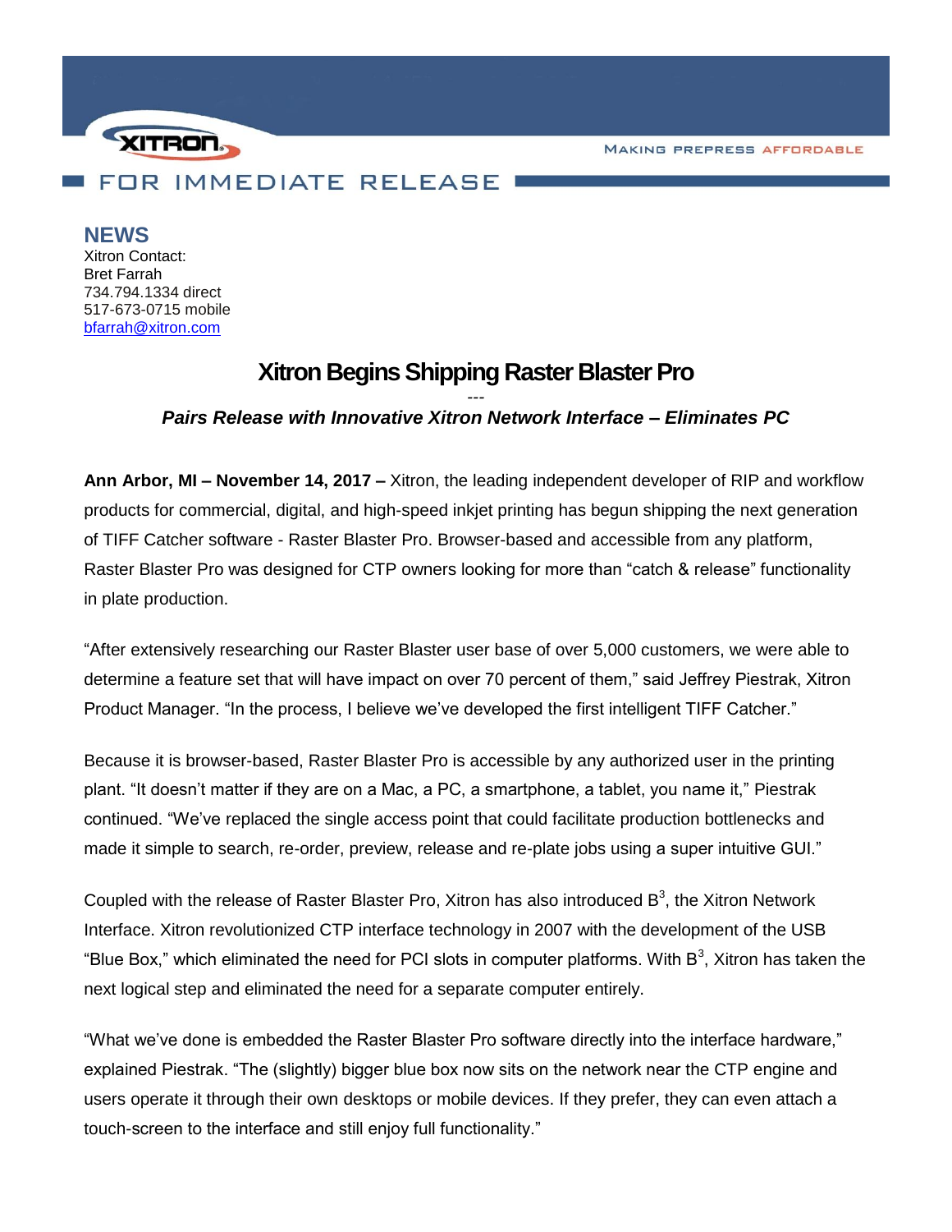XITRON

MAKING PREPRESS AFFORDABLE

FOR IMMEDIATE RELEASE

## NEWS

Xitron Contact:
Bret Farrah
734.794.1334 direct
517-673-0715 mobile
bfarrah@xitron.com

# Xitron Begins Shipping Raster Blaster Pro

---

***Pairs Release with Innovative Xitron Network Interface – Eliminates PC***

**Ann Arbor, MI – November 14, 2017 –** Xitron, the leading independent developer of RIP and workflow products for commercial, digital, and high-speed inkjet printing has begun shipping the next generation of TIFF Catcher software - Raster Blaster Pro. Browser-based and accessible from any platform, Raster Blaster Pro was designed for CTP owners looking for more than "catch & release" functionality in plate production.

"After extensively researching our Raster Blaster user base of over 5,000 customers, we were able to determine a feature set that will have impact on over 70 percent of them," said Jeffrey Piestrak, Xitron Product Manager. "In the process, I believe we've developed the first intelligent TIFF Catcher."

Because it is browser-based, Raster Blaster Pro is accessible by any authorized user in the printing plant. "It doesn't matter if they are on a Mac, a PC, a smartphone, a tablet, you name it," Piestrak continued. "We've replaced the single access point that could facilitate production bottlenecks and made it simple to search, re-order, preview, release and re-plate jobs using a super intuitive GUI."

Coupled with the release of Raster Blaster Pro, Xitron has also introduced $B^3$, the Xitron Network Interface. Xitron revolutionized CTP interface technology in 2007 with the development of the USB "Blue Box," which eliminated the need for PCI slots in computer platforms. With $B^3$, Xitron has taken the next logical step and eliminated the need for a separate computer entirely.

"What we've done is embedded the Raster Blaster Pro software directly into the interface hardware," explained Piestrak. "The (slightly) bigger blue box now sits on the network near the CTP engine and users operate it through their own desktops or mobile devices. If they prefer, they can even attach a touch-screen to the interface and still enjoy full functionality."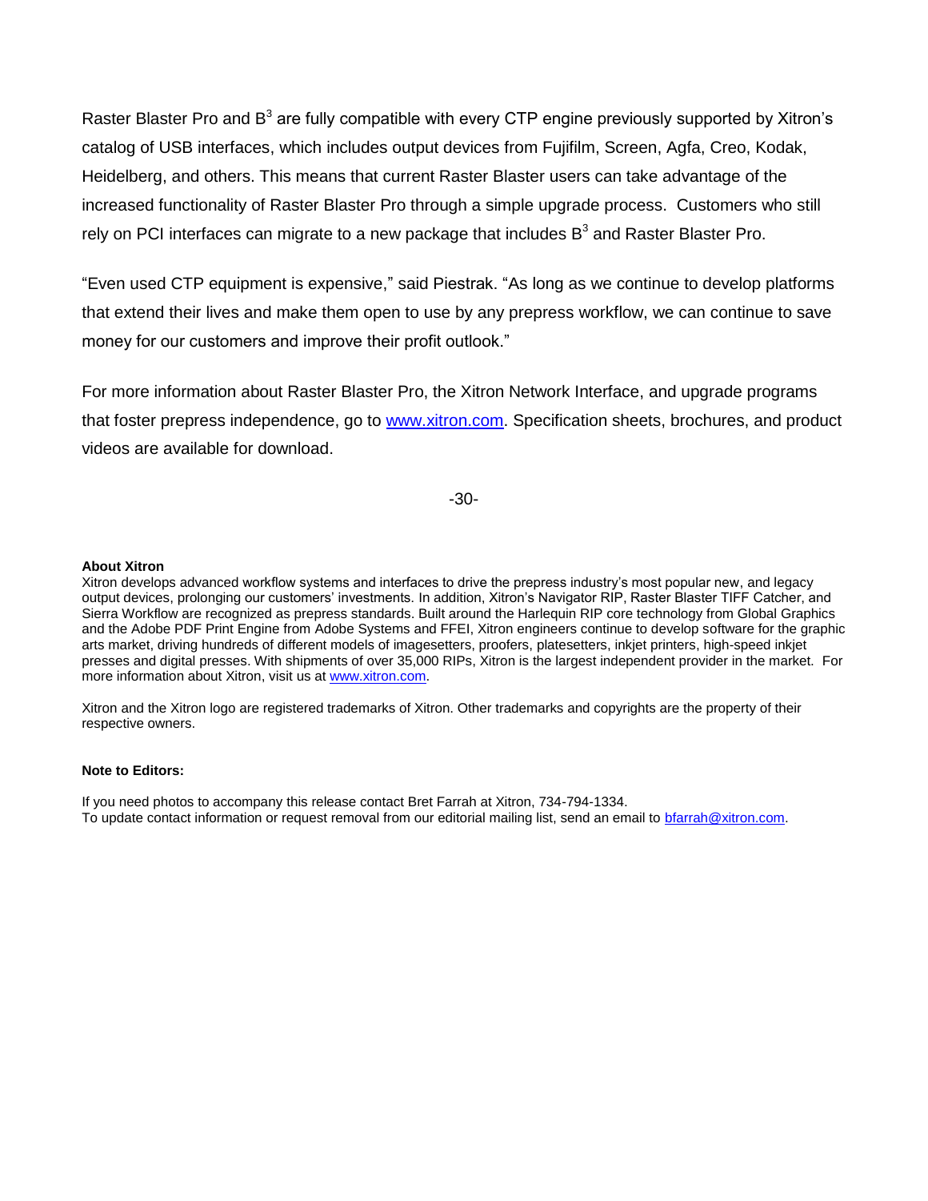Raster Blaster Pro and $B^3$ are fully compatible with every CTP engine previously supported by Xitron's catalog of USB interfaces, which includes output devices from Fujifilm, Screen, Agfa, Creo, Kodak, Heidelberg, and others. This means that current Raster Blaster users can take advantage of the increased functionality of Raster Blaster Pro through a simple upgrade process. Customers who still rely on PCI interfaces can migrate to a new package that includes $B^3$ and Raster Blaster Pro.

"Even used CTP equipment is expensive," said Piestrak. "As long as we continue to develop platforms that extend their lives and make them open to use by any prepress workflow, we can continue to save money for our customers and improve their profit outlook."

For more information about Raster Blaster Pro, the Xitron Network Interface, and upgrade programs that foster prepress independence, go to [www.xitron.com](http://www.xitron.com). Specification sheets, brochures, and product videos are available for download.

-30-

**About Xitron**

Xitron develops advanced workflow systems and interfaces to drive the prepress industry's most popular new, and legacy output devices, prolonging our customers' investments. In addition, Xitron's Navigator RIP, Raster Blaster TIFF Catcher, and Sierra Workflow are recognized as prepress standards. Built around the Harlequin RIP core technology from Global Graphics and the Adobe PDF Print Engine from Adobe Systems and FFEI, Xitron engineers continue to develop software for the graphic arts market, driving hundreds of different models of imagesetters, proofers, platesetters, inkjet printers, high-speed inkjet presses and digital presses. With shipments of over 35,000 RIPs, Xitron is the largest independent provider in the market. For more information about Xitron, visit us at [www.xitron.com](http://www.xitron.com).

Xitron and the Xitron logo are registered trademarks of Xitron. Other trademarks and copyrights are the property of their respective owners.

**Note to Editors:**

If you need photos to accompany this release contact Bret Farrah at Xitron, 734-794-1334.
To update contact information or request removal from our editorial mailing list, send an email to [bfarrah@xitron.com](mailto:bfarrah@xitron.com).